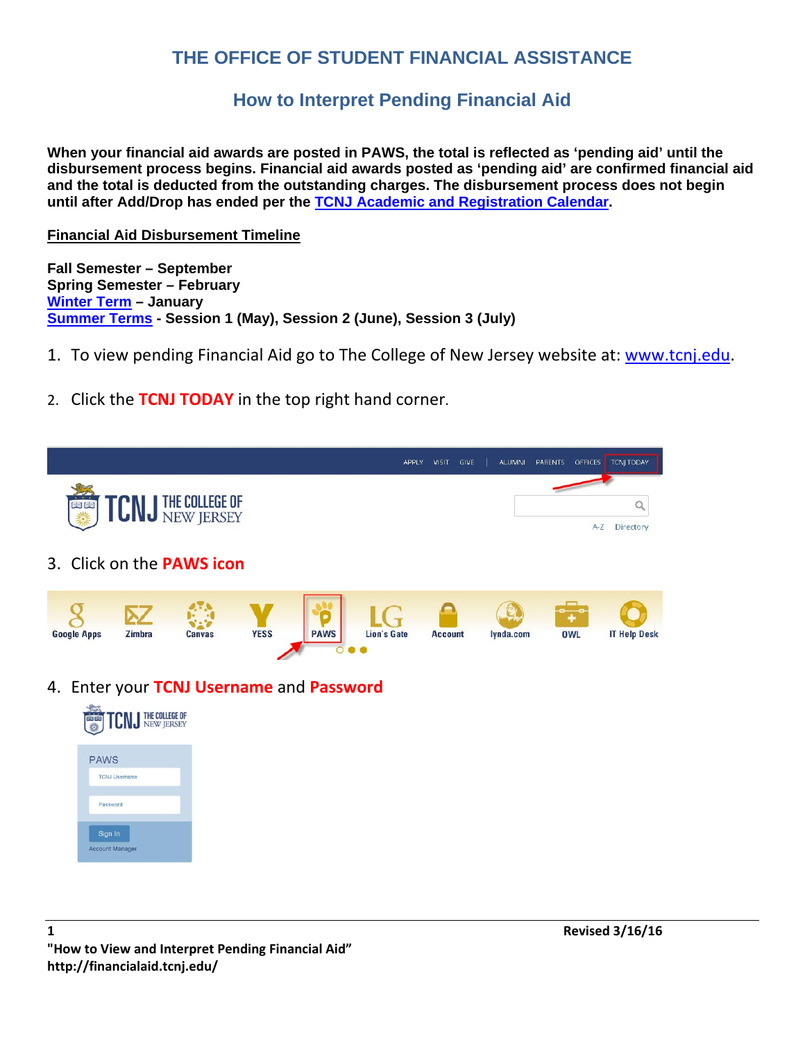# THE OFFICE OF STUDENT FINANCIAL ASSISTANCE

## How to Interpret Pending Financial Aid

**When your financial aid awards are posted in PAWS, the total is reflected as 'pending aid' until the disbursement process begins. Financial aid awards posted as 'pending aid' are confirmed financial aid and the total is deducted from the outstanding charges. The disbursement process does not begin until after Add/Drop has ended per the [TCNJ Academic and Registration Calendar](TCNJ Academic and Registration Calendar).**

**Financial Aid Disbursement Timeline**

**Fall Semester – September**
**Spring Semester – February**
**Winter Term – January**
**Summer Terms - Session 1 (May), Session 2 (June), Session 3 (July)**

1. To view pending Financial Aid go to The College of New Jersey website at: www.tcnj.edu.

2. Click the **TCNJ TODAY** in the top right hand corner.

3. Click on the **PAWS icon**

4. Enter your **TCNJ Username** and **Password**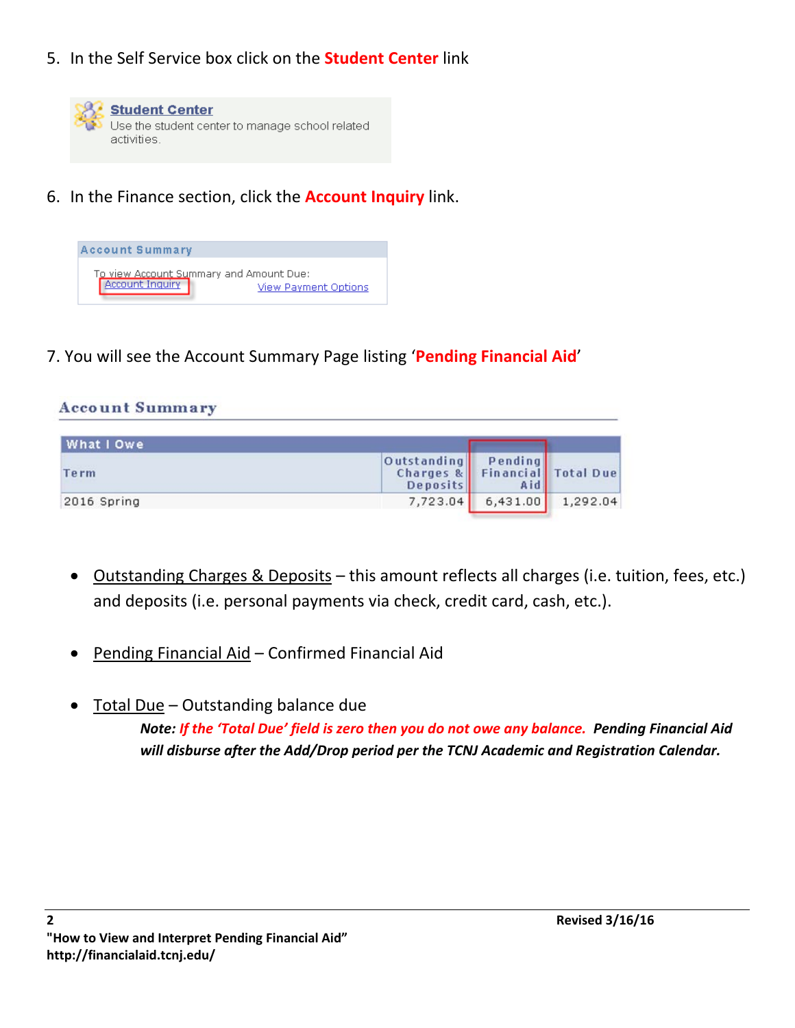5. In the Self Service box click on the **Student Center** link

**Student Center**
Use the student center to manage school related activities.

6. In the Finance section, click the **Account Inquiry** link.

**Account Summary**

To view Account Summary and Amount Due:
Account Inquiry View Payment Options

7. You will see the Account Summary Page listing '**Pending Financial Aid**'

**Account Summary**

| What I Owe | | | |
|---|---|---|---|
| Term | Outstanding Charges & Deposits | Pending Financial Aid | Total Due |
| 2016 Spring | 7,723.04 | 6,431.00 | 1,292.04 |

- Outstanding Charges & Deposits – this amount reflects all charges (i.e. tuition, fees, etc.) and deposits (i.e. personal payments via check, credit card, cash, etc.).

- Pending Financial Aid – Confirmed Financial Aid

- Total Due – Outstanding balance due

  ***Note:*** *If the 'Total Due' field is zero then you do not owe any balance.* ***Pending Financial Aid will disburse after the Add/Drop period per the TCNJ Academic and Registration Calendar.***

**"How to View and Interpret Pending Financial Aid"**
**http://financialaid.tcnj.edu/**

**Revised 3/16/16**